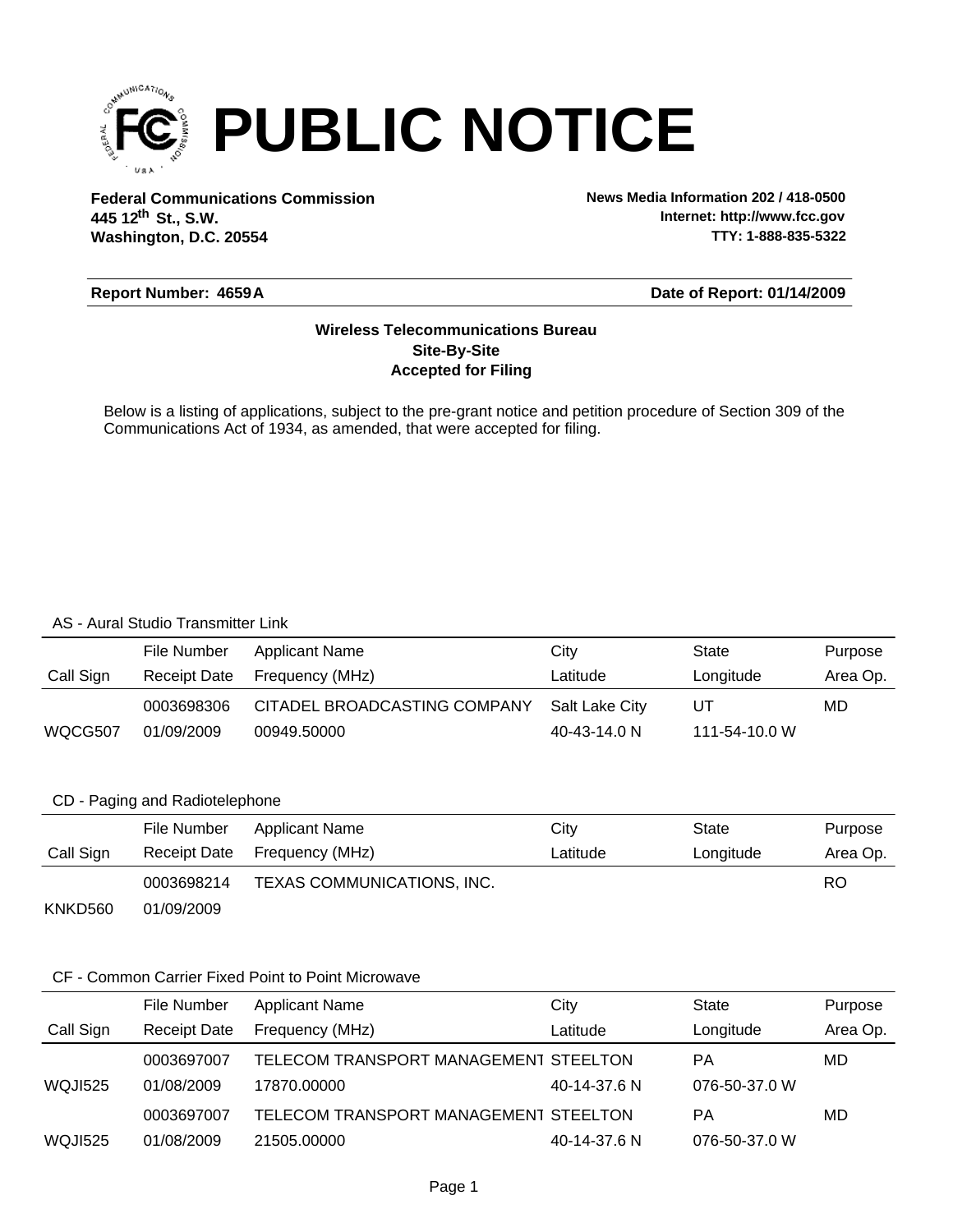# PUBLIC NOTICE

**Federal Communications Commission**
**445 12th St., S.W.**
**Washington, D.C. 20554**

**News Media Information 202 / 418-0500**
**Internet: http://www.fcc.gov**
**TTY: 1-888-835-5322**

**Report Number: 4659A** | **Date of Report: 01/14/2009**

**Wireless Telecommunications Bureau**
**Site-By-Site**
**Accepted for Filing**

Below is a listing of applications, subject to the pre-grant notice and petition procedure of Section 309 of the Communications Act of 1934, as amended, that were accepted for filing.

AS - Aural Studio Transmitter Link

| Call Sign | File Number / Receipt Date | Applicant Name / Frequency (MHz) | City / Latitude | State / Longitude | Purpose / Area Op. |
|---|---|---|---|---|---|
| WQCG507 | 0003698306<br>01/09/2009 | CITADEL BROADCASTING COMPANY<br>00949.50000 | Salt Lake City<br>40-43-14.0 N | UT<br>111-54-10.0 W | MD |

CD - Paging and Radiotelephone

| Call Sign | File Number / Receipt Date | Applicant Name / Frequency (MHz) | City / Latitude | State / Longitude | Purpose / Area Op. |
|---|---|---|---|---|---|
| KNKD560 | 0003698214<br>01/09/2009 | TEXAS COMMUNICATIONS, INC. | | | RO |

CF - Common Carrier Fixed Point to Point Microwave

| Call Sign | File Number / Receipt Date | Applicant Name / Frequency (MHz) | City / Latitude | State / Longitude | Purpose / Area Op. |
|---|---|---|---|---|---|
| WQJI525 | 0003697007<br>01/08/2009 | TELECOM TRANSPORT MANAGEMENT<br>17870.00000 | STEELTON<br>40-14-37.6 N | PA<br>076-50-37.0 W | MD |
| WQJI525 | 0003697007<br>01/08/2009 | TELECOM TRANSPORT MANAGEMENT<br>21505.00000 | STEELTON<br>40-14-37.6 N | PA<br>076-50-37.0 W | MD |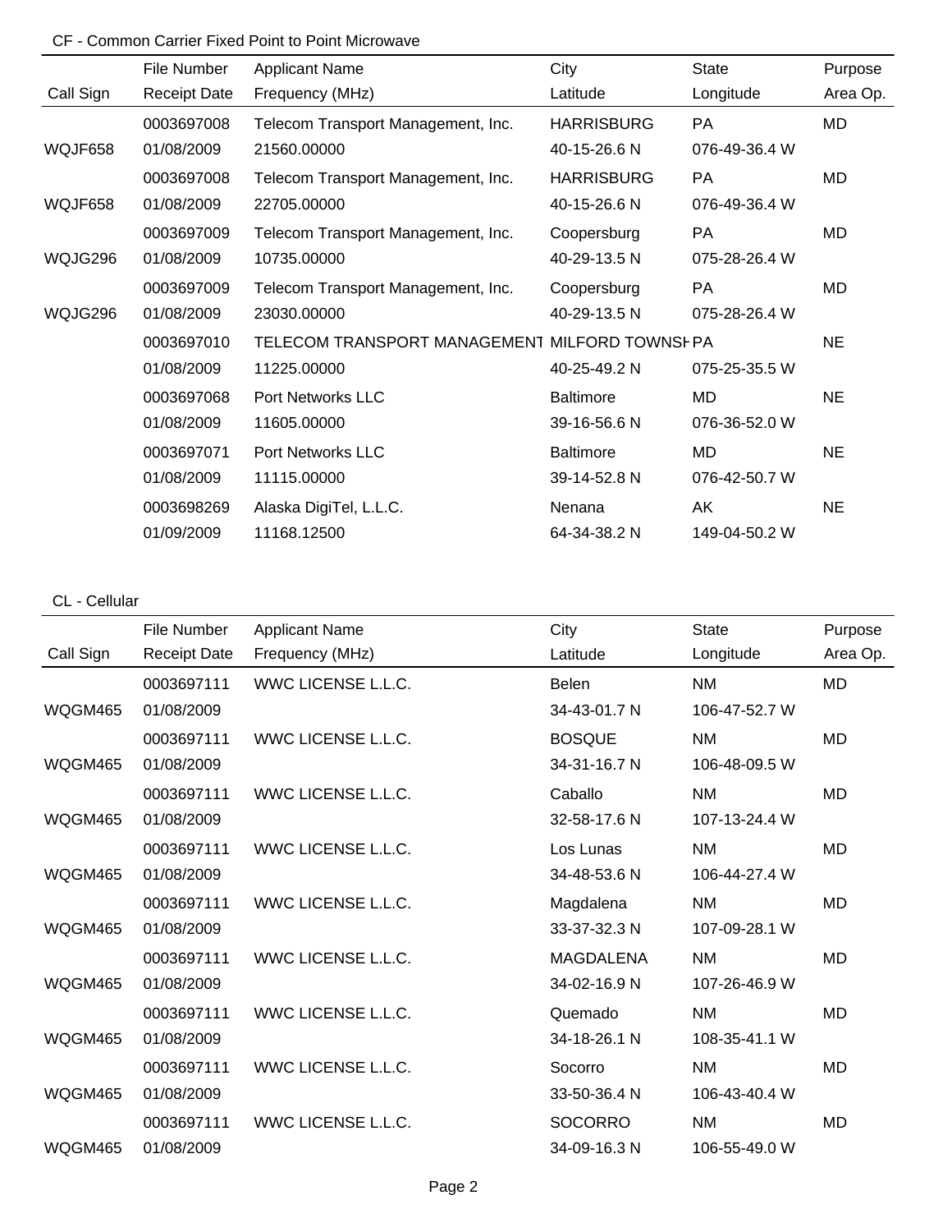CF - Common Carrier Fixed Point to Point Microwave

| Call Sign | File Number / Receipt Date | Applicant Name / Frequency (MHz) | City / Latitude | State / Longitude | Purpose / Area Op. |
|---|---|---|---|---|---|
| | 0003697008 | Telecom Transport Management, Inc. | HARRISBURG | PA | MD |
| WQJF658 | 01/08/2009 | 21560.00000 | 40-15-26.6 N | 076-49-36.4 W | |
| | 0003697008 | Telecom Transport Management, Inc. | HARRISBURG | PA | MD |
| WQJF658 | 01/08/2009 | 22705.00000 | 40-15-26.6 N | 076-49-36.4 W | |
| | 0003697009 | Telecom Transport Management, Inc. | Coopersburg | PA | MD |
| WQJG296 | 01/08/2009 | 10735.00000 | 40-29-13.5 N | 075-28-26.4 W | |
| | 0003697009 | Telecom Transport Management, Inc. | Coopersburg | PA | MD |
| WQJG296 | 01/08/2009 | 23030.00000 | 40-29-13.5 N | 075-28-26.4 W | |
| | 0003697010 | TELECOM TRANSPORT MANAGEMENT | MILFORD TOWNSH | PA | NE |
| | 01/08/2009 | 11225.00000 | 40-25-49.2 N | 075-25-35.5 W | |
| | 0003697068 | Port Networks LLC | Baltimore | MD | NE |
| | 01/08/2009 | 11605.00000 | 39-16-56.6 N | 076-36-52.0 W | |
| | 0003697071 | Port Networks LLC | Baltimore | MD | NE |
| | 01/08/2009 | 11115.00000 | 39-14-52.8 N | 076-42-50.7 W | |
| | 0003698269 | Alaska DigiTel, L.L.C. | Nenana | AK | NE |
| | 01/09/2009 | 11168.12500 | 64-34-38.2 N | 149-04-50.2 W | |

CL - Cellular

| Call Sign | File Number / Receipt Date | Applicant Name / Frequency (MHz) | City / Latitude | State / Longitude | Purpose / Area Op. |
|---|---|---|---|---|---|
| | 0003697111 | WWC LICENSE L.L.C. | Belen | NM | MD |
| WQGM465 | 01/08/2009 | | 34-43-01.7 N | 106-47-52.7 W | |
| | 0003697111 | WWC LICENSE L.L.C. | BOSQUE | NM | MD |
| WQGM465 | 01/08/2009 | | 34-31-16.7 N | 106-48-09.5 W | |
| | 0003697111 | WWC LICENSE L.L.C. | Caballo | NM | MD |
| WQGM465 | 01/08/2009 | | 32-58-17.6 N | 107-13-24.4 W | |
| | 0003697111 | WWC LICENSE L.L.C. | Los Lunas | NM | MD |
| WQGM465 | 01/08/2009 | | 34-48-53.6 N | 106-44-27.4 W | |
| | 0003697111 | WWC LICENSE L.L.C. | Magdalena | NM | MD |
| WQGM465 | 01/08/2009 | | 33-37-32.3 N | 107-09-28.1 W | |
| | 0003697111 | WWC LICENSE L.L.C. | MAGDALENA | NM | MD |
| WQGM465 | 01/08/2009 | | 34-02-16.9 N | 107-26-46.9 W | |
| | 0003697111 | WWC LICENSE L.L.C. | Quemado | NM | MD |
| WQGM465 | 01/08/2009 | | 34-18-26.1 N | 108-35-41.1 W | |
| | 0003697111 | WWC LICENSE L.L.C. | Socorro | NM | MD |
| WQGM465 | 01/08/2009 | | 33-50-36.4 N | 106-43-40.4 W | |
| | 0003697111 | WWC LICENSE L.L.C. | SOCORRO | NM | MD |
| WQGM465 | 01/08/2009 | | 34-09-16.3 N | 106-55-49.0 W | |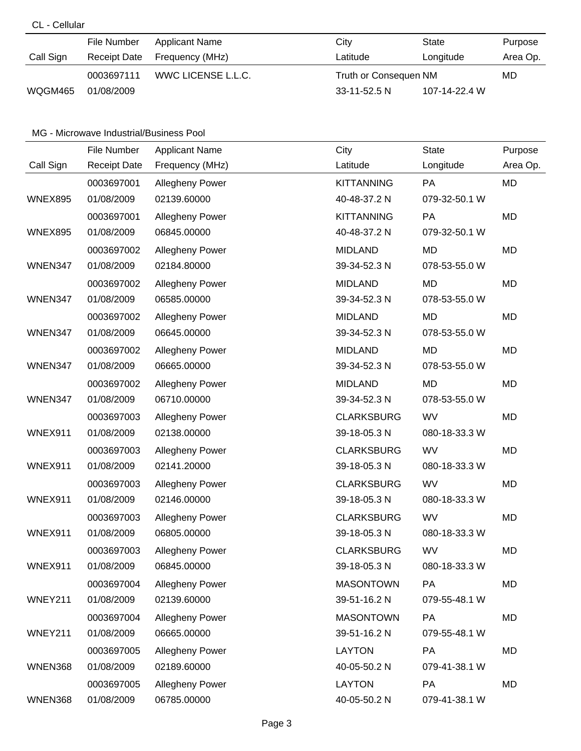CL - Cellular

| Call Sign | File Number<br>Receipt Date | Applicant Name<br>Frequency (MHz) | City<br>Latitude | State<br>Longitude | Purpose<br>Area Op. |
|---|---|---|---|---|---|
| WQGM465 | 0003697111<br>01/08/2009 | WWC LICENSE L.L.C. | Truth or Consequen<br>33-11-52.5 N | NM<br>107-14-22.4 W | MD |

MG - Microwave Industrial/Business Pool

| Call Sign | File Number<br>Receipt Date | Applicant Name<br>Frequency (MHz) | City<br>Latitude | State<br>Longitude | Purpose<br>Area Op. |
|---|---|---|---|---|---|
| WNEX895 | 0003697001<br>01/08/2009 | Allegheny Power<br>02139.60000 | KITTANNING<br>40-48-37.2 N | PA<br>079-32-50.1 W | MD |
| WNEX895 | 0003697001<br>01/08/2009 | Allegheny Power<br>06845.00000 | KITTANNING<br>40-48-37.2 N | PA<br>079-32-50.1 W | MD |
| WNEN347 | 0003697002<br>01/08/2009 | Allegheny Power<br>02184.80000 | MIDLAND<br>39-34-52.3 N | MD<br>078-53-55.0 W | MD |
| WNEN347 | 0003697002<br>01/08/2009 | Allegheny Power<br>06585.00000 | MIDLAND<br>39-34-52.3 N | MD<br>078-53-55.0 W | MD |
| WNEN347 | 0003697002<br>01/08/2009 | Allegheny Power<br>06645.00000 | MIDLAND<br>39-34-52.3 N | MD<br>078-53-55.0 W | MD |
| WNEN347 | 0003697002<br>01/08/2009 | Allegheny Power<br>06665.00000 | MIDLAND<br>39-34-52.3 N | MD<br>078-53-55.0 W | MD |
| WNEN347 | 0003697002<br>01/08/2009 | Allegheny Power<br>06710.00000 | MIDLAND<br>39-34-52.3 N | MD<br>078-53-55.0 W | MD |
| WNEX911 | 0003697003<br>01/08/2009 | Allegheny Power<br>02138.00000 | CLARKSBURG<br>39-18-05.3 N | WV<br>080-18-33.3 W | MD |
| WNEX911 | 0003697003<br>01/08/2009 | Allegheny Power<br>02141.20000 | CLARKSBURG<br>39-18-05.3 N | WV<br>080-18-33.3 W | MD |
| WNEX911 | 0003697003<br>01/08/2009 | Allegheny Power<br>02146.00000 | CLARKSBURG<br>39-18-05.3 N | WV<br>080-18-33.3 W | MD |
| WNEX911 | 0003697003<br>01/08/2009 | Allegheny Power<br>06805.00000 | CLARKSBURG<br>39-18-05.3 N | WV<br>080-18-33.3 W | MD |
| WNEX911 | 0003697003<br>01/08/2009 | Allegheny Power<br>06845.00000 | CLARKSBURG<br>39-18-05.3 N | WV<br>080-18-33.3 W | MD |
| WNEY211 | 0003697004<br>01/08/2009 | Allegheny Power<br>02139.60000 | MASONTOWN<br>39-51-16.2 N | PA<br>079-55-48.1 W | MD |
| WNEY211 | 0003697004<br>01/08/2009 | Allegheny Power<br>06665.00000 | MASONTOWN<br>39-51-16.2 N | PA<br>079-55-48.1 W | MD |
| WNEN368 | 0003697005<br>01/08/2009 | Allegheny Power<br>02189.60000 | LAYTON<br>40-05-50.2 N | PA<br>079-41-38.1 W | MD |
| WNEN368 | 0003697005<br>01/08/2009 | Allegheny Power<br>06785.00000 | LAYTON<br>40-05-50.2 N | PA<br>079-41-38.1 W | MD |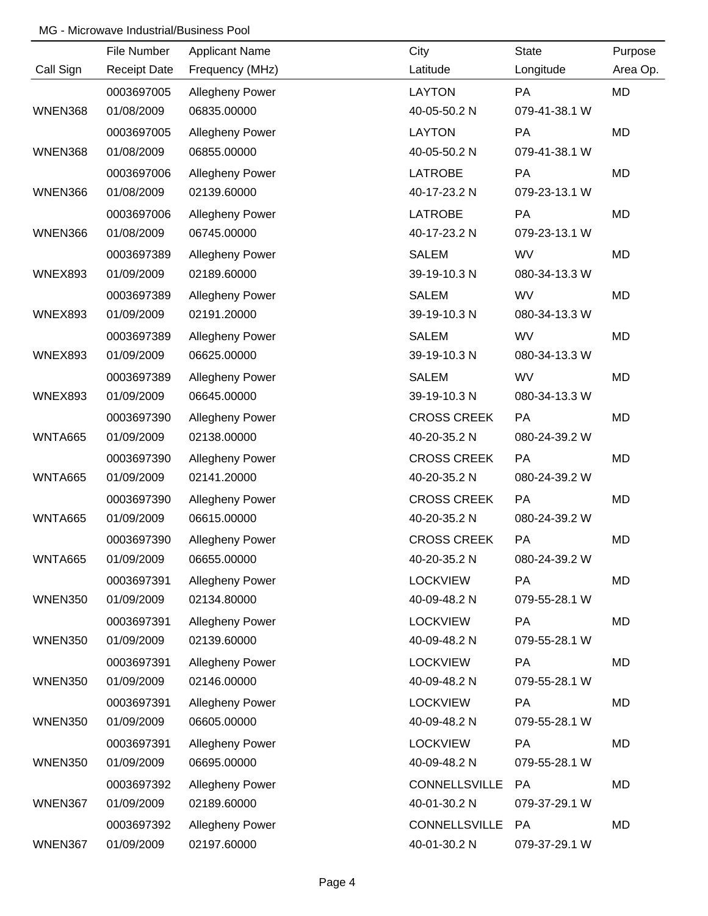MG - Microwave Industrial/Business Pool

| Call Sign | File Number / Receipt Date | Applicant Name / Frequency (MHz) | City / Latitude | State / Longitude | Purpose / Area Op. |
|---|---|---|---|---|---|
| | 0003697005 | Allegheny Power | LAYTON | PA | MD |
| WNEN368 | 01/08/2009 | 06835.00000 | 40-05-50.2 N | 079-41-38.1 W | |
| | 0003697005 | Allegheny Power | LAYTON | PA | MD |
| WNEN368 | 01/08/2009 | 06855.00000 | 40-05-50.2 N | 079-41-38.1 W | |
| | 0003697006 | Allegheny Power | LATROBE | PA | MD |
| WNEN366 | 01/08/2009 | 02139.60000 | 40-17-23.2 N | 079-23-13.1 W | |
| | 0003697006 | Allegheny Power | LATROBE | PA | MD |
| WNEN366 | 01/08/2009 | 06745.00000 | 40-17-23.2 N | 079-23-13.1 W | |
| | 0003697389 | Allegheny Power | SALEM | WV | MD |
| WNEX893 | 01/09/2009 | 02189.60000 | 39-19-10.3 N | 080-34-13.3 W | |
| | 0003697389 | Allegheny Power | SALEM | WV | MD |
| WNEX893 | 01/09/2009 | 02191.20000 | 39-19-10.3 N | 080-34-13.3 W | |
| | 0003697389 | Allegheny Power | SALEM | WV | MD |
| WNEX893 | 01/09/2009 | 06625.00000 | 39-19-10.3 N | 080-34-13.3 W | |
| | 0003697389 | Allegheny Power | SALEM | WV | MD |
| WNEX893 | 01/09/2009 | 06645.00000 | 39-19-10.3 N | 080-34-13.3 W | |
| | 0003697390 | Allegheny Power | CROSS CREEK | PA | MD |
| WNTA665 | 01/09/2009 | 02138.00000 | 40-20-35.2 N | 080-24-39.2 W | |
| | 0003697390 | Allegheny Power | CROSS CREEK | PA | MD |
| WNTA665 | 01/09/2009 | 02141.20000 | 40-20-35.2 N | 080-24-39.2 W | |
| | 0003697390 | Allegheny Power | CROSS CREEK | PA | MD |
| WNTA665 | 01/09/2009 | 06615.00000 | 40-20-35.2 N | 080-24-39.2 W | |
| | 0003697390 | Allegheny Power | CROSS CREEK | PA | MD |
| WNTA665 | 01/09/2009 | 06655.00000 | 40-20-35.2 N | 080-24-39.2 W | |
| | 0003697391 | Allegheny Power | LOCKVIEW | PA | MD |
| WNEN350 | 01/09/2009 | 02134.80000 | 40-09-48.2 N | 079-55-28.1 W | |
| | 0003697391 | Allegheny Power | LOCKVIEW | PA | MD |
| WNEN350 | 01/09/2009 | 02139.60000 | 40-09-48.2 N | 079-55-28.1 W | |
| | 0003697391 | Allegheny Power | LOCKVIEW | PA | MD |
| WNEN350 | 01/09/2009 | 02146.00000 | 40-09-48.2 N | 079-55-28.1 W | |
| | 0003697391 | Allegheny Power | LOCKVIEW | PA | MD |
| WNEN350 | 01/09/2009 | 06605.00000 | 40-09-48.2 N | 079-55-28.1 W | |
| | 0003697391 | Allegheny Power | LOCKVIEW | PA | MD |
| WNEN350 | 01/09/2009 | 06695.00000 | 40-09-48.2 N | 079-55-28.1 W | |
| | 0003697392 | Allegheny Power | CONNELLSVILLE | PA | MD |
| WNEN367 | 01/09/2009 | 02189.60000 | 40-01-30.2 N | 079-37-29.1 W | |
| | 0003697392 | Allegheny Power | CONNELLSVILLE | PA | MD |
| WNEN367 | 01/09/2009 | 02197.60000 | 40-01-30.2 N | 079-37-29.1 W | |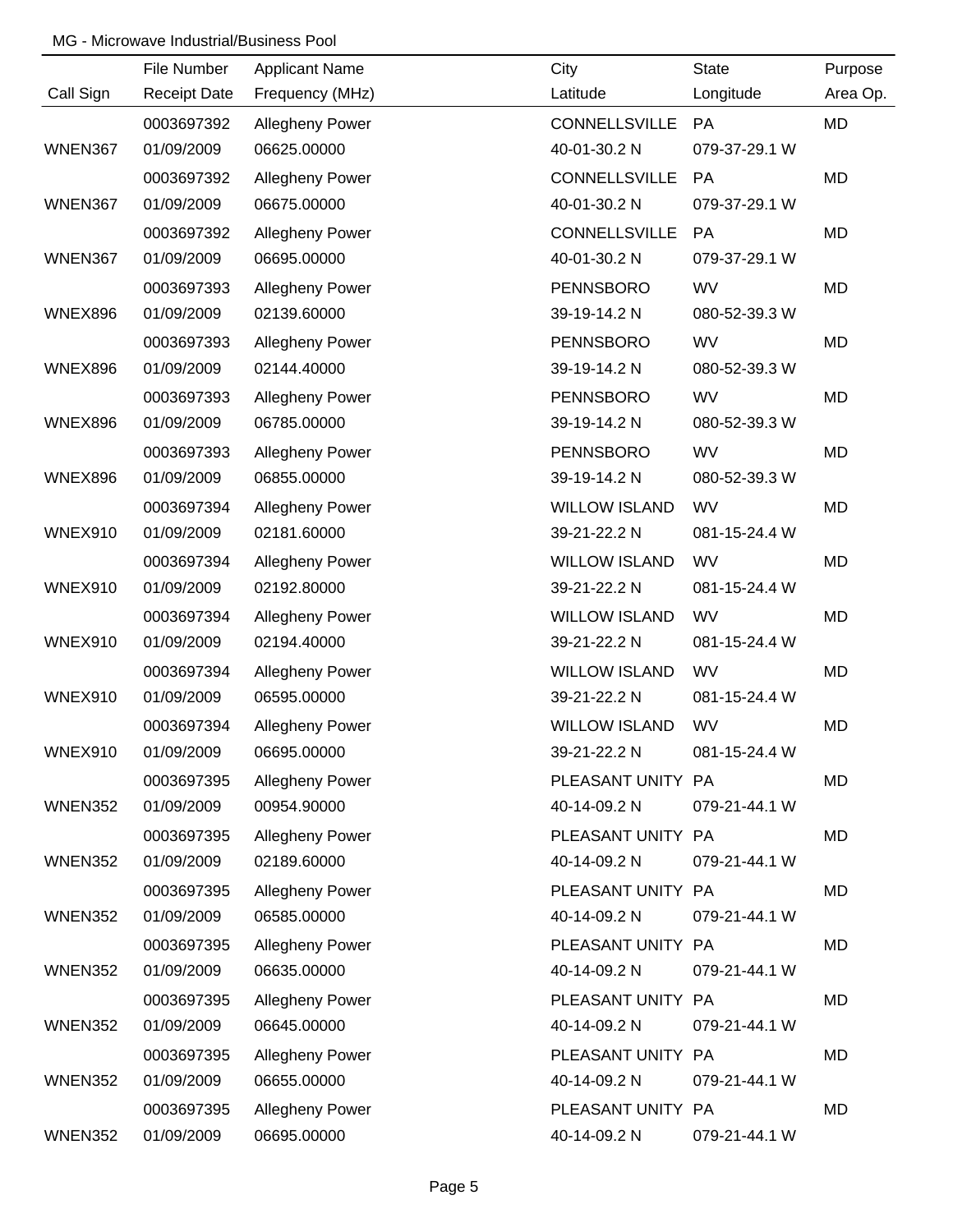MG - Microwave Industrial/Business Pool

| Call Sign | File Number / Receipt Date | Applicant Name / Frequency (MHz) | City / Latitude | State / Longitude | Purpose / Area Op. |
|---|---|---|---|---|---|
| | 0003697392 | Allegheny Power | CONNELLSVILLE | PA | MD |
| WNEN367 | 01/09/2009 | 06625.00000 | 40-01-30.2 N | 079-37-29.1 W | |
| | 0003697392 | Allegheny Power | CONNELLSVILLE | PA | MD |
| WNEN367 | 01/09/2009 | 06675.00000 | 40-01-30.2 N | 079-37-29.1 W | |
| | 0003697392 | Allegheny Power | CONNELLSVILLE | PA | MD |
| WNEN367 | 01/09/2009 | 06695.00000 | 40-01-30.2 N | 079-37-29.1 W | |
| | 0003697393 | Allegheny Power | PENNSBORO | WV | MD |
| WNEX896 | 01/09/2009 | 02139.60000 | 39-19-14.2 N | 080-52-39.3 W | |
| | 0003697393 | Allegheny Power | PENNSBORO | WV | MD |
| WNEX896 | 01/09/2009 | 02144.40000 | 39-19-14.2 N | 080-52-39.3 W | |
| | 0003697393 | Allegheny Power | PENNSBORO | WV | MD |
| WNEX896 | 01/09/2009 | 06785.00000 | 39-19-14.2 N | 080-52-39.3 W | |
| | 0003697393 | Allegheny Power | PENNSBORO | WV | MD |
| WNEX896 | 01/09/2009 | 06855.00000 | 39-19-14.2 N | 080-52-39.3 W | |
| | 0003697394 | Allegheny Power | WILLOW ISLAND | WV | MD |
| WNEX910 | 01/09/2009 | 02181.60000 | 39-21-22.2 N | 081-15-24.4 W | |
| | 0003697394 | Allegheny Power | WILLOW ISLAND | WV | MD |
| WNEX910 | 01/09/2009 | 02192.80000 | 39-21-22.2 N | 081-15-24.4 W | |
| | 0003697394 | Allegheny Power | WILLOW ISLAND | WV | MD |
| WNEX910 | 01/09/2009 | 02194.40000 | 39-21-22.2 N | 081-15-24.4 W | |
| | 0003697394 | Allegheny Power | WILLOW ISLAND | WV | MD |
| WNEX910 | 01/09/2009 | 06595.00000 | 39-21-22.2 N | 081-15-24.4 W | |
| | 0003697394 | Allegheny Power | WILLOW ISLAND | WV | MD |
| WNEX910 | 01/09/2009 | 06695.00000 | 39-21-22.2 N | 081-15-24.4 W | |
| | 0003697395 | Allegheny Power | PLEASANT UNITY | PA | MD |
| WNEN352 | 01/09/2009 | 00954.90000 | 40-14-09.2 N | 079-21-44.1 W | |
| | 0003697395 | Allegheny Power | PLEASANT UNITY | PA | MD |
| WNEN352 | 01/09/2009 | 02189.60000 | 40-14-09.2 N | 079-21-44.1 W | |
| | 0003697395 | Allegheny Power | PLEASANT UNITY | PA | MD |
| WNEN352 | 01/09/2009 | 06585.00000 | 40-14-09.2 N | 079-21-44.1 W | |
| | 0003697395 | Allegheny Power | PLEASANT UNITY | PA | MD |
| WNEN352 | 01/09/2009 | 06635.00000 | 40-14-09.2 N | 079-21-44.1 W | |
| | 0003697395 | Allegheny Power | PLEASANT UNITY | PA | MD |
| WNEN352 | 01/09/2009 | 06645.00000 | 40-14-09.2 N | 079-21-44.1 W | |
| | 0003697395 | Allegheny Power | PLEASANT UNITY | PA | MD |
| WNEN352 | 01/09/2009 | 06655.00000 | 40-14-09.2 N | 079-21-44.1 W | |
| | 0003697395 | Allegheny Power | PLEASANT UNITY | PA | MD |
| WNEN352 | 01/09/2009 | 06695.00000 | 40-14-09.2 N | 079-21-44.1 W | |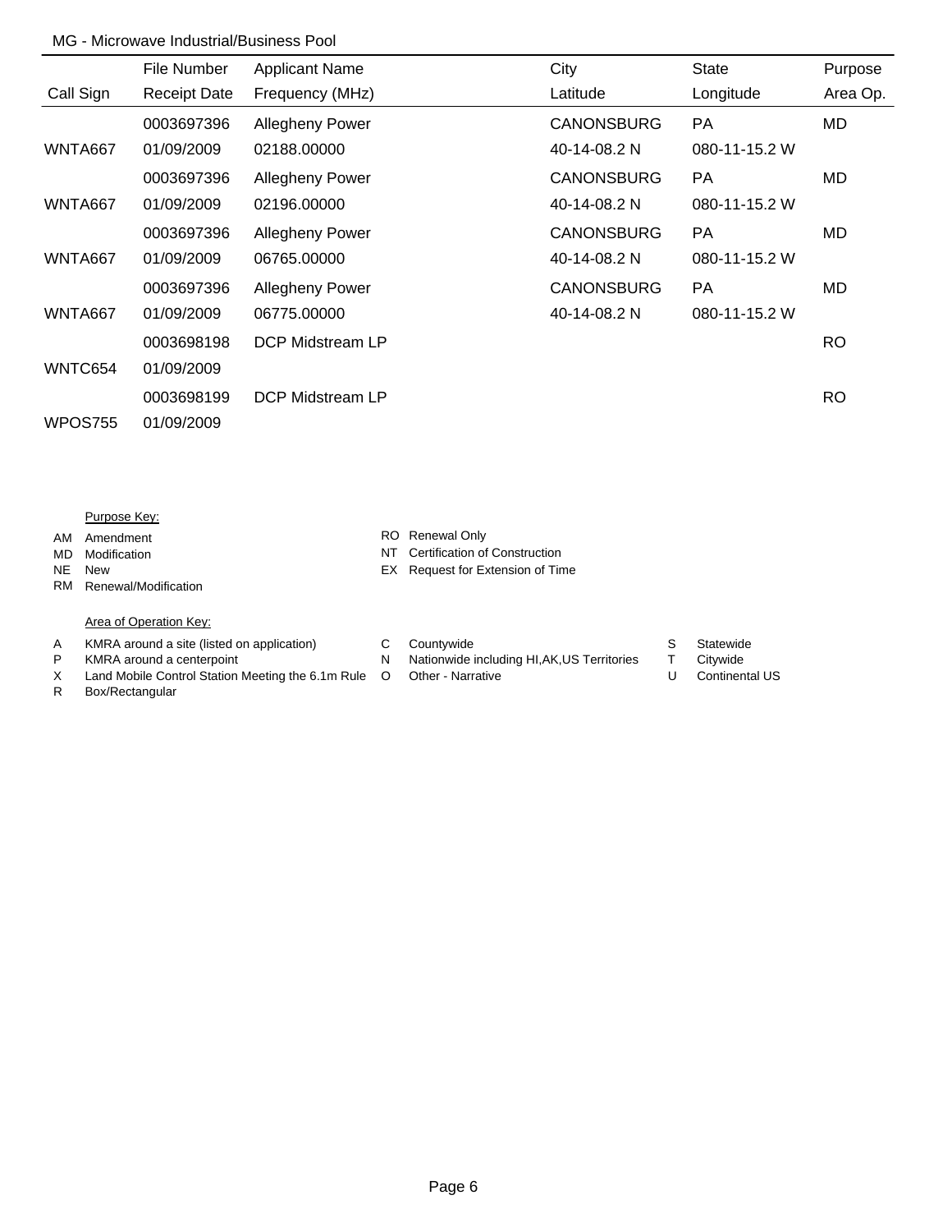MG - Microwave Industrial/Business Pool

| Call Sign | File Number / Receipt Date | Applicant Name / Frequency (MHz) | City / Latitude | State / Longitude | Purpose / Area Op. |
|---|---|---|---|---|---|
| | 0003697396 | Allegheny Power | CANONSBURG | PA | MD |
| WNTA667 | 01/09/2009 | 02188.00000 | 40-14-08.2 N | 080-11-15.2 W | |
| | 0003697396 | Allegheny Power | CANONSBURG | PA | MD |
| WNTA667 | 01/09/2009 | 02196.00000 | 40-14-08.2 N | 080-11-15.2 W | |
| | 0003697396 | Allegheny Power | CANONSBURG | PA | MD |
| WNTA667 | 01/09/2009 | 06765.00000 | 40-14-08.2 N | 080-11-15.2 W | |
| | 0003697396 | Allegheny Power | CANONSBURG | PA | MD |
| WNTA667 | 01/09/2009 | 06775.00000 | 40-14-08.2 N | 080-11-15.2 W | |
| | 0003698198 | DCP Midstream LP | | | RO |
| WNTC654 | 01/09/2009 | | | | |
| | 0003698199 | DCP Midstream LP | | | RO |
| WPOS755 | 01/09/2009 | | | | |

Purpose Key:

- AM Amendment
- MD Modification
- NE New
- RM Renewal/Modification
- RO Renewal Only
- NT Certification of Construction
- EX Request for Extension of Time

Area of Operation Key:

- A KMRA around a site (listed on application)
- P KMRA around a centerpoint
- X Land Mobile Control Station Meeting the 6.1m Rule
- R Box/Rectangular
- C Countywide
- N Nationwide including HI,AK,US Territories
- O Other - Narrative
- S Statewide
- T Citywide
- U Continental US